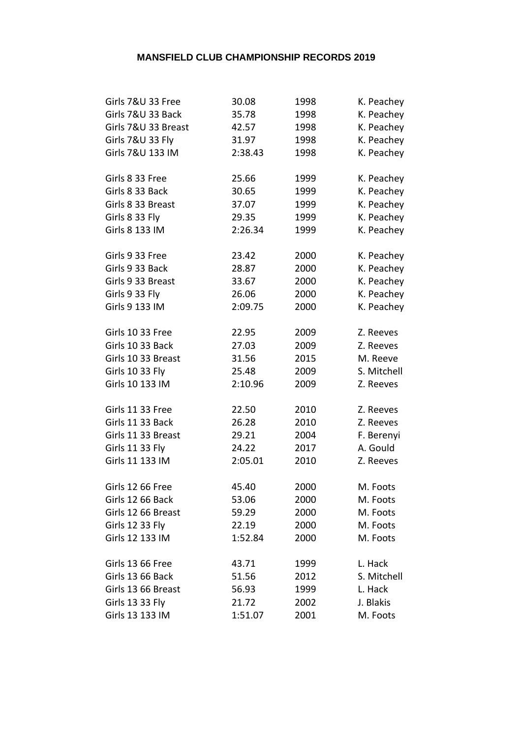# MANSFIELD CLUB CHAMPIONSHIP RECORDS 2019

| | | | |
|---|---|---|---|
| Girls 7&U 33 Free | 30.08 | 1998 | K. Peachey |
| Girls 7&U 33 Back | 35.78 | 1998 | K. Peachey |
| Girls 7&U 33 Breast | 42.57 | 1998 | K. Peachey |
| Girls 7&U 33 Fly | 31.97 | 1998 | K. Peachey |
| Girls 7&U 133 IM | 2:38.43 | 1998 | K. Peachey |
| | | | |
| Girls 8 33 Free | 25.66 | 1999 | K. Peachey |
| Girls 8 33 Back | 30.65 | 1999 | K. Peachey |
| Girls 8 33 Breast | 37.07 | 1999 | K. Peachey |
| Girls 8 33 Fly | 29.35 | 1999 | K. Peachey |
| Girls 8 133 IM | 2:26.34 | 1999 | K. Peachey |
| | | | |
| Girls 9 33 Free | 23.42 | 2000 | K. Peachey |
| Girls 9 33 Back | 28.87 | 2000 | K. Peachey |
| Girls 9 33 Breast | 33.67 | 2000 | K. Peachey |
| Girls 9 33 Fly | 26.06 | 2000 | K. Peachey |
| Girls 9 133 IM | 2:09.75 | 2000 | K. Peachey |
| | | | |
| Girls 10 33 Free | 22.95 | 2009 | Z. Reeves |
| Girls 10 33 Back | 27.03 | 2009 | Z. Reeves |
| Girls 10 33 Breast | 31.56 | 2015 | M. Reeve |
| Girls 10 33 Fly | 25.48 | 2009 | S. Mitchell |
| Girls 10 133 IM | 2:10.96 | 2009 | Z. Reeves |
| | | | |
| Girls 11 33 Free | 22.50 | 2010 | Z. Reeves |
| Girls 11 33 Back | 26.28 | 2010 | Z. Reeves |
| Girls 11 33 Breast | 29.21 | 2004 | F. Berenyi |
| Girls 11 33 Fly | 24.22 | 2017 | A. Gould |
| Girls 11 133 IM | 2:05.01 | 2010 | Z. Reeves |
| | | | |
| Girls 12 66 Free | 45.40 | 2000 | M. Foots |
| Girls 12 66 Back | 53.06 | 2000 | M. Foots |
| Girls 12 66 Breast | 59.29 | 2000 | M. Foots |
| Girls 12 33 Fly | 22.19 | 2000 | M. Foots |
| Girls 12 133 IM | 1:52.84 | 2000 | M. Foots |
| | | | |
| Girls 13 66 Free | 43.71 | 1999 | L. Hack |
| Girls 13 66 Back | 51.56 | 2012 | S. Mitchell |
| Girls 13 66 Breast | 56.93 | 1999 | L. Hack |
| Girls 13 33 Fly | 21.72 | 2002 | J. Blakis |
| Girls 13 133 IM | 1:51.07 | 2001 | M. Foots |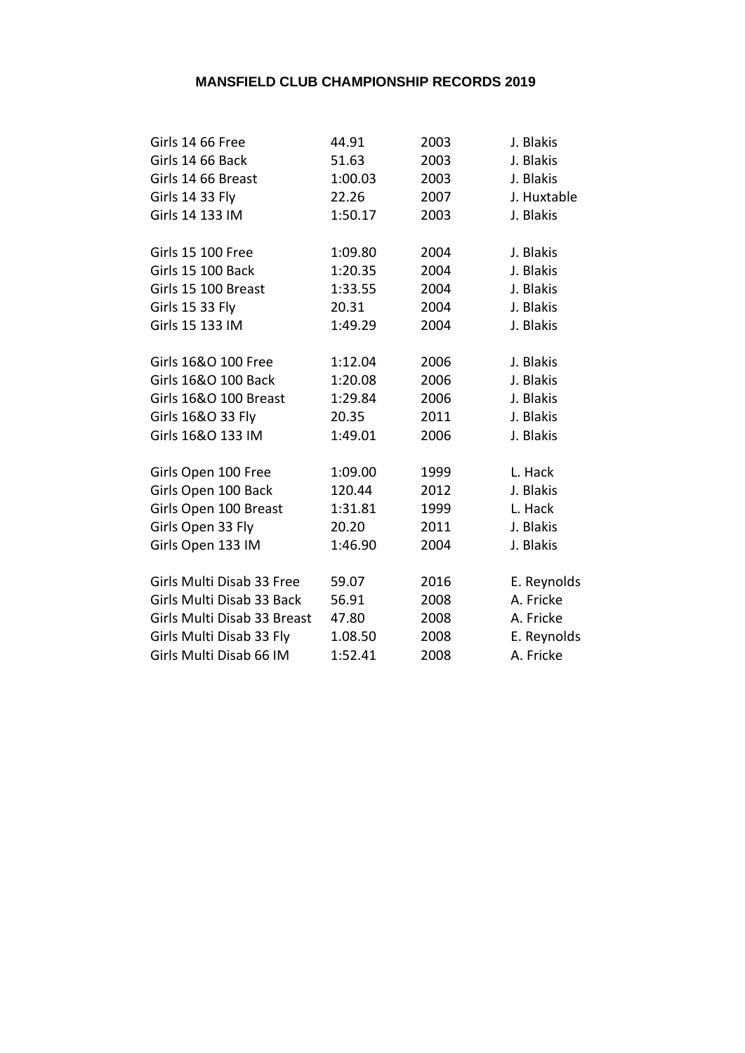**MANSFIELD CLUB CHAMPIONSHIP RECORDS 2019**

| | | | |
|---|---|---|---|
| Girls 14 66 Free | 44.91 | 2003 | J. Blakis |
| Girls 14 66 Back | 51.63 | 2003 | J. Blakis |
| Girls 14 66 Breast | 1:00.03 | 2003 | J. Blakis |
| Girls 14 33 Fly | 22.26 | 2007 | J. Huxtable |
| Girls 14 133 IM | 1:50.17 | 2003 | J. Blakis |
| | | | |
| Girls 15 100 Free | 1:09.80 | 2004 | J. Blakis |
| Girls 15 100 Back | 1:20.35 | 2004 | J. Blakis |
| Girls 15 100 Breast | 1:33.55 | 2004 | J. Blakis |
| Girls 15 33 Fly | 20.31 | 2004 | J. Blakis |
| Girls 15 133 IM | 1:49.29 | 2004 | J. Blakis |
| | | | |
| Girls 16&O 100 Free | 1:12.04 | 2006 | J. Blakis |
| Girls 16&O 100 Back | 1:20.08 | 2006 | J. Blakis |
| Girls 16&O 100 Breast | 1:29.84 | 2006 | J. Blakis |
| Girls 16&O 33 Fly | 20.35 | 2011 | J. Blakis |
| Girls 16&O 133 IM | 1:49.01 | 2006 | J. Blakis |
| | | | |
| Girls Open 100 Free | 1:09.00 | 1999 | L. Hack |
| Girls Open 100 Back | 120.44 | 2012 | J. Blakis |
| Girls Open 100 Breast | 1:31.81 | 1999 | L. Hack |
| Girls Open 33 Fly | 20.20 | 2011 | J. Blakis |
| Girls Open 133 IM | 1:46.90 | 2004 | J. Blakis |
| | | | |
| Girls Multi Disab 33 Free | 59.07 | 2016 | E. Reynolds |
| Girls Multi Disab 33 Back | 56.91 | 2008 | A. Fricke |
| Girls Multi Disab 33 Breast | 47.80 | 2008 | A. Fricke |
| Girls Multi Disab 33 Fly | 1.08.50 | 2008 | E. Reynolds |
| Girls Multi Disab 66 IM | 1:52.41 | 2008 | A. Fricke |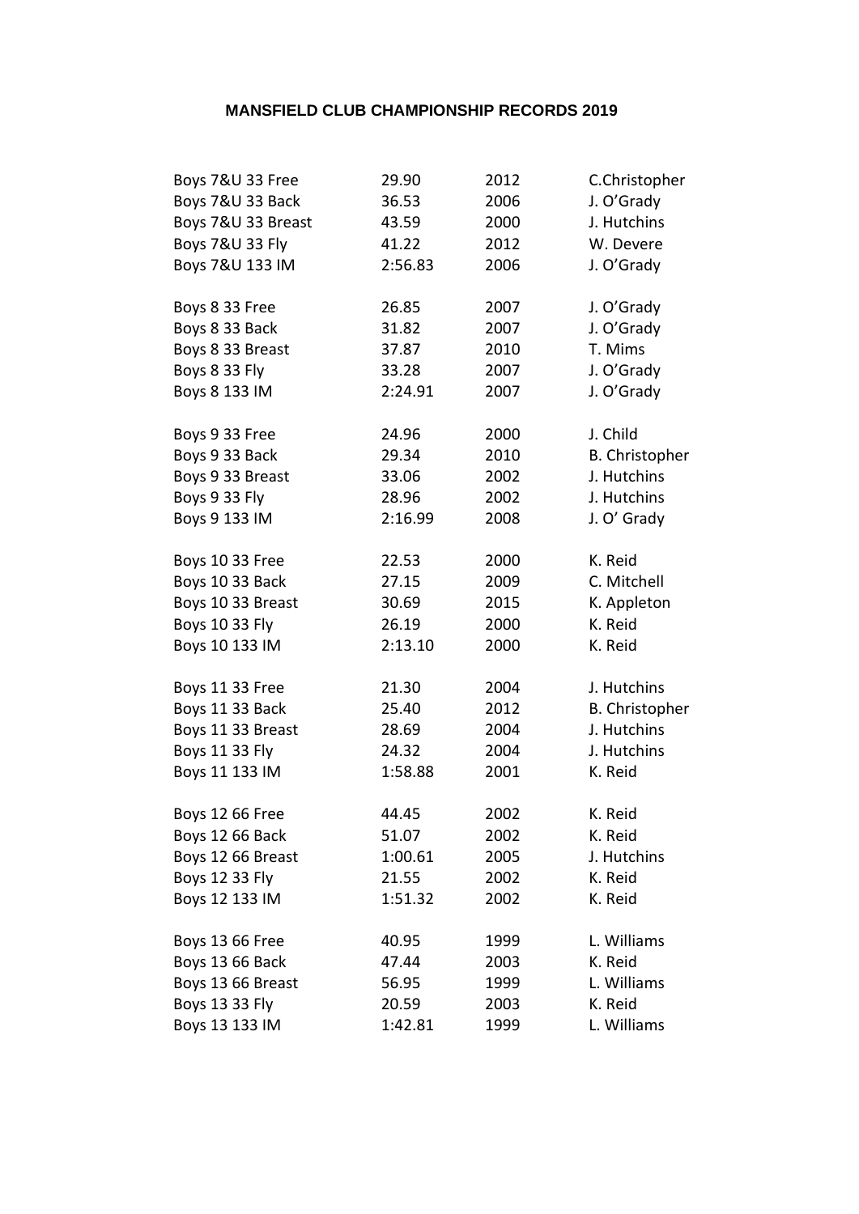## MANSFIELD CLUB CHAMPIONSHIP RECORDS 2019

| Event | Time | Year | Name |
|---|---|---|---|
| Boys 7&U 33 Free | 29.90 | 2012 | C.Christopher |
| Boys 7&U 33 Back | 36.53 | 2006 | J. O'Grady |
| Boys 7&U 33 Breast | 43.59 | 2000 | J. Hutchins |
| Boys 7&U 33 Fly | 41.22 | 2012 | W. Devere |
| Boys 7&U 133 IM | 2:56.83 | 2006 | J. O'Grady |
| | | | |
| Boys 8 33 Free | 26.85 | 2007 | J. O'Grady |
| Boys 8 33 Back | 31.82 | 2007 | J. O'Grady |
| Boys 8 33 Breast | 37.87 | 2010 | T. Mims |
| Boys 8 33 Fly | 33.28 | 2007 | J. O'Grady |
| Boys 8 133 IM | 2:24.91 | 2007 | J. O'Grady |
| | | | |
| Boys 9 33 Free | 24.96 | 2000 | J. Child |
| Boys 9 33 Back | 29.34 | 2010 | B. Christopher |
| Boys 9 33 Breast | 33.06 | 2002 | J. Hutchins |
| Boys 9 33 Fly | 28.96 | 2002 | J. Hutchins |
| Boys 9 133 IM | 2:16.99 | 2008 | J. O' Grady |
| | | | |
| Boys 10 33 Free | 22.53 | 2000 | K. Reid |
| Boys 10 33 Back | 27.15 | 2009 | C. Mitchell |
| Boys 10 33 Breast | 30.69 | 2015 | K. Appleton |
| Boys 10 33 Fly | 26.19 | 2000 | K. Reid |
| Boys 10 133 IM | 2:13.10 | 2000 | K. Reid |
| | | | |
| Boys 11 33 Free | 21.30 | 2004 | J. Hutchins |
| Boys 11 33 Back | 25.40 | 2012 | B. Christopher |
| Boys 11 33 Breast | 28.69 | 2004 | J. Hutchins |
| Boys 11 33 Fly | 24.32 | 2004 | J. Hutchins |
| Boys 11 133 IM | 1:58.88 | 2001 | K. Reid |
| | | | |
| Boys 12 66 Free | 44.45 | 2002 | K. Reid |
| Boys 12 66 Back | 51.07 | 2002 | K. Reid |
| Boys 12 66 Breast | 1:00.61 | 2005 | J. Hutchins |
| Boys 12 33 Fly | 21.55 | 2002 | K. Reid |
| Boys 12 133 IM | 1:51.32 | 2002 | K. Reid |
| | | | |
| Boys 13 66 Free | 40.95 | 1999 | L. Williams |
| Boys 13 66 Back | 47.44 | 2003 | K. Reid |
| Boys 13 66 Breast | 56.95 | 1999 | L. Williams |
| Boys 13 33 Fly | 20.59 | 2003 | K. Reid |
| Boys 13 133 IM | 1:42.81 | 1999 | L. Williams |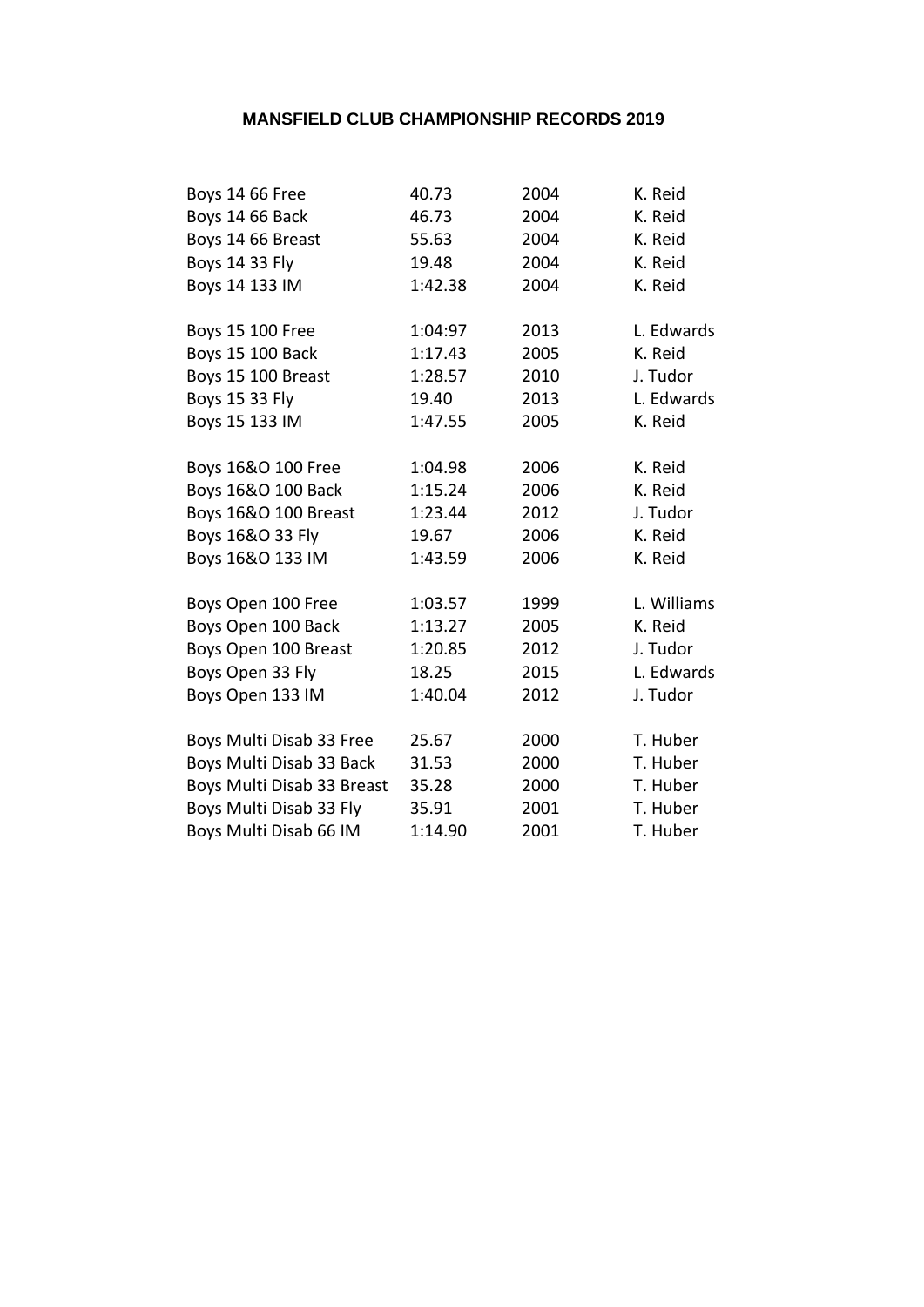# MANSFIELD CLUB CHAMPIONSHIP RECORDS 2019

| | | | |
|---|---|---|---|
| Boys 14 66 Free | 40.73 | 2004 | K. Reid |
| Boys 14 66 Back | 46.73 | 2004 | K. Reid |
| Boys 14 66 Breast | 55.63 | 2004 | K. Reid |
| Boys 14 33 Fly | 19.48 | 2004 | K. Reid |
| Boys 14 133 IM | 1:42.38 | 2004 | K. Reid |
| | | | |
| Boys 15 100 Free | 1:04:97 | 2013 | L. Edwards |
| Boys 15 100 Back | 1:17.43 | 2005 | K. Reid |
| Boys 15 100 Breast | 1:28.57 | 2010 | J. Tudor |
| Boys 15 33 Fly | 19.40 | 2013 | L. Edwards |
| Boys 15 133 IM | 1:47.55 | 2005 | K. Reid |
| | | | |
| Boys 16&O 100 Free | 1:04.98 | 2006 | K. Reid |
| Boys 16&O 100 Back | 1:15.24 | 2006 | K. Reid |
| Boys 16&O 100 Breast | 1:23.44 | 2012 | J. Tudor |
| Boys 16&O 33 Fly | 19.67 | 2006 | K. Reid |
| Boys 16&O 133 IM | 1:43.59 | 2006 | K. Reid |
| | | | |
| Boys Open 100 Free | 1:03.57 | 1999 | L. Williams |
| Boys Open 100 Back | 1:13.27 | 2005 | K. Reid |
| Boys Open 100 Breast | 1:20.85 | 2012 | J. Tudor |
| Boys Open 33 Fly | 18.25 | 2015 | L. Edwards |
| Boys Open 133 IM | 1:40.04 | 2012 | J. Tudor |
| | | | |
| Boys Multi Disab 33 Free | 25.67 | 2000 | T. Huber |
| Boys Multi Disab 33 Back | 31.53 | 2000 | T. Huber |
| Boys Multi Disab 33 Breast | 35.28 | 2000 | T. Huber |
| Boys Multi Disab 33 Fly | 35.91 | 2001 | T. Huber |
| Boys Multi Disab 66 IM | 1:14.90 | 2001 | T. Huber |